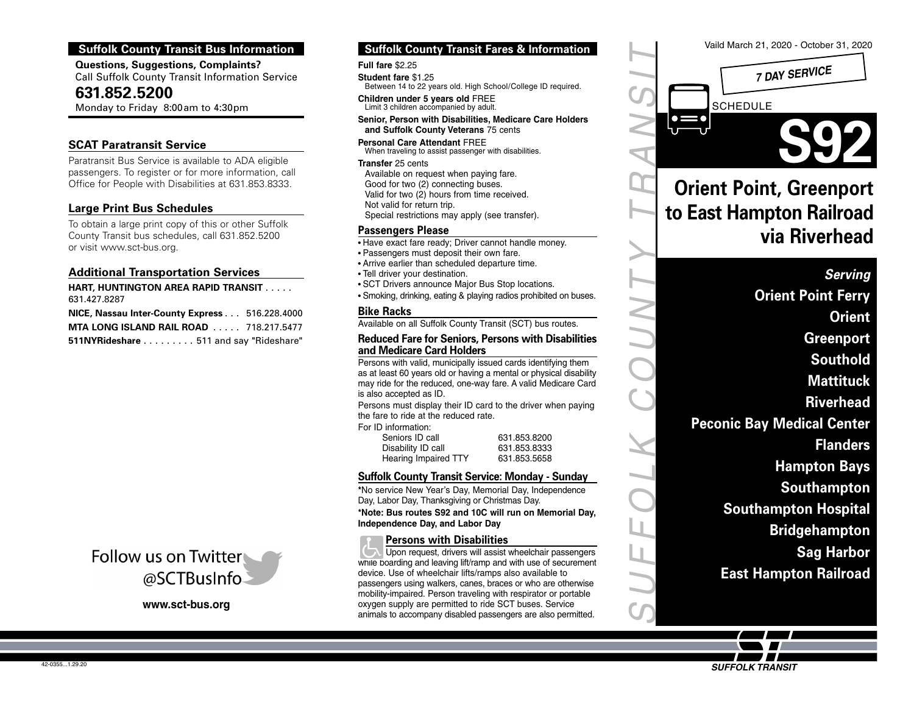## Suffolk County Transit Bus Information

**Questions, Suggestions, Complaints?**
Call Suffolk County Transit Information Service

**631.852.5200**

Monday to Friday 8:00am to 4:30pm

### SCAT Paratransit Service

Paratransit Bus Service is available to ADA eligible passengers. To register or for more information, call Office for People with Disabilities at 631.853.8333.

### Large Print Bus Schedules

To obtain a large print copy of this or other Suffolk County Transit bus schedules, call 631.852.5200 or visit www.sct-bus.org.

### Additional Transportation Services

**HART, HUNTINGTON AREA RAPID TRANSIT** . . . . . 631.427.8287

**NICE, Nassau Inter-County Express** . . . 516.228.4000

**MTA LONG ISLAND RAIL ROAD** . . . . . 718.217.5477

**511NYRideshare** . . . . . . . . . 511 and say "Rideshare"

Follow us on Twitter @SCTBusInfo

**www.sct-bus.org**

## Suffolk County Transit Fares & Information

**Full fare** $2.25

**Student fare** $1.25
Between 14 to 22 years old. High School/College ID required.

**Children under 5 years old** FREE
Limit 3 children accompanied by adult.

**Senior, Person with Disabilities, Medicare Care Holders and Suffolk County Veterans** 75 cents

**Personal Care Attendant** FREE
When traveling to assist passenger with disabilities.

**Transfer** 25 cents
Available on request when paying fare.
Good for two (2) connecting buses.
Valid for two (2) hours from time received.
Not valid for return trip.
Special restrictions may apply (see transfer).

### Passengers Please

- Have exact fare ready; Driver cannot handle money.
- Passengers must deposit their own fare.
- Arrive earlier than scheduled departure time.
- Tell driver your destination.
- SCT Drivers announce Major Bus Stop locations.
- Smoking, drinking, eating & playing radios prohibited on buses.

### Bike Racks

Available on all Suffolk County Transit (SCT) bus routes.

### Reduced Fare for Seniors, Persons with Disabilities and Medicare Card Holders

Persons with valid, municipally issued cards identifying them as at least 60 years old or having a mental or physical disability may ride for the reduced, one-way fare. A valid Medicare Card is also accepted as ID.

Persons must display their ID card to the driver when paying the fare to ride at the reduced rate.

For ID information:

| | |
|---|---|
| Seniors ID call | 631.853.8200 |
| Disability ID call | 631.853.8333 |
| Hearing Impaired TTY | 631.853.5658 |

### Suffolk County Transit Service: Monday - Sunday

*No service New Year's Day, Memorial Day, Independence Day, Labor Day, Thanksgiving or Christmas Day.

**\*Note: Bus routes S92 and 10C will run on Memorial Day, Independence Day, and Labor Day**

### Persons with Disabilities

Upon request, drivers will assist wheelchair passengers while boarding and leaving lift/ramp and with use of securement device. Use of wheelchair lifts/ramps also available to passengers using walkers, canes, braces or who are otherwise mobility-impaired. Person traveling with respirator or portable oxygen supply are permitted to ride SCT buses. Service animals to accompany disabled passengers are also permitted.

SUFFOLK COUNTY TRANSIT

Vaild March 21, 2020 - October 31, 2020

*7 DAY SERVICE*

SCHEDULE

# S92

## Orient Point, Greenport to East Hampton Railroad via Riverhead

***Serving***

**Orient Point Ferry**
**Orient**
**Greenport**
**Southold**
**Mattituck**
**Riverhead**
**Peconic Bay Medical Center**
**Flanders**
**Hampton Bays**
**Southampton**
**Southampton Hospital**
**Bridgehampton**
**Sag Harbor**
**East Hampton Railroad**

*SUFFOLK TRANSIT*

42-0355...1.29.20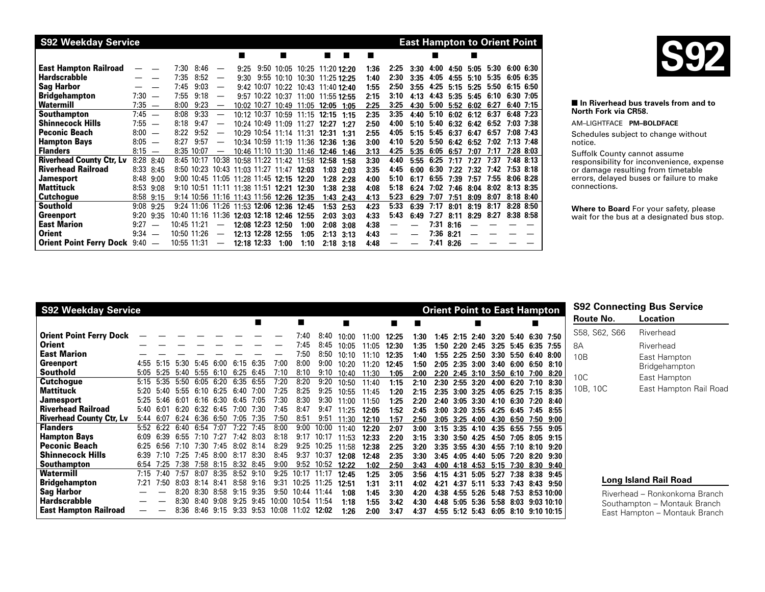## S92 Weekday Service — East Hampton to Orient Point

| Stop | | | | | | ■ | | ■ | | ■ | ■ | ■ | | | ■ | | ■ | | | |
|---|---|---|---|---|---|---|---|---|---|---|---|---|---|---|---|---|---|---|---|---|
| **East Hampton Railroad** | — | — | 7:30 | 8:46 | — | 9:25 | 9:50 | 10:05 | 10:25 | 11:20 | 12:20 | 1:36 | 2:25 | 3:30 | 4:00 | 4:50 | 5:05 | 5:30 | 6:00 | 6:30 |
| **Hardscrabble** | — | — | 7:35 | 8:52 | — | 9:30 | 9:55 | 10:10 | 10:30 | 11:25 | 12:25 | 1:40 | 2:30 | 3:35 | 4:05 | 4:55 | 5:10 | 5:35 | 6:05 | 6:35 |
| **Sag Harbor** | — | — | 7:45 | 9:03 | — | 9:42 | 10:07 | 10:22 | 10:43 | 11:40 | 12:40 | 1:55 | 2:50 | 3:55 | 4:25 | 5:15 | 5:25 | 5:50 | 6:15 | 6:50 |
| **Bridgehampton** | 7:30 | — | 7:55 | 9:18 | — | 9:57 | 10:22 | 10:37 | 11:00 | 11:55 | 12:55 | 2:15 | 3:10 | 4:13 | 4:43 | 5:35 | 5:45 | 6:10 | 6:30 | 7:05 |
| **Watermill** | 7:35 | — | 8:00 | 9:23 | — | 10:02 | 10:27 | 10:49 | 11:05 | 12:05 | 1:05 | 2:25 | 3:25 | 4:30 | 5:00 | 5:52 | 6:02 | 6:27 | 6:40 | 7:15 |
| **Southampton** | 7:45 | — | 8:08 | 9:33 | — | 10:12 | 10:37 | 10:59 | 11:15 | 12:15 | 1:15 | 2:35 | 3:35 | 4:40 | 5:10 | 6:02 | 6:12 | 6:37 | 6:48 | 7:23 |
| **Shinnecock Hills** | 7:55 | — | 8:18 | 9:47 | — | 10:24 | 10:49 | 11:09 | 11:27 | 12:27 | 1:27 | 2:50 | 4:00 | 5:10 | 5:40 | 6:32 | 6:42 | 6:52 | 7:03 | 7:38 |
| **Peconic Beach** | 8:00 | — | 8:22 | 9:52 | — | 10:29 | 10:54 | 11:14 | 11:31 | 12:31 | 1:31 | 2:55 | 4:05 | 5:15 | 5:45 | 6:37 | 6:47 | 6:57 | 7:08 | 7:43 |
| **Hampton Bays** | 8:05 | — | 8:27 | 9:57 | — | 10:34 | 10:59 | 11:19 | 11:36 | 12:36 | 1:36 | 3:00 | 4:10 | 5:20 | 5:50 | 6:42 | 6:52 | 7:02 | 7:13 | 7:48 |
| **Flanders** | 8:15 | — | 8:35 | 10:07 | — | 10:46 | 11:10 | 11:30 | 11:46 | 12:46 | 1:46 | 3:13 | 4:25 | 5:35 | 6:05 | 6:57 | 7:07 | 7:17 | 7:28 | 8:03 |
| **Riverhead County Ctr, Lv** | 8:28 | 8:40 | 8:45 | 10:17 | 10:38 | 10:58 | 11:22 | 11:42 | 11:58 | 12:58 | 1:58 | 3:30 | 4:40 | 5:55 | 6:25 | 7:17 | 7:27 | 7:37 | 7:48 | 8:13 |
| **Riverhead Railroad** | 8:33 | 8:45 | 8:50 | 10:23 | 10:43 | 11:03 | 11:27 | 11:47 | 12:03 | 1:03 | 2:03 | 3:35 | 4:45 | 6:00 | 6:30 | 7:22 | 7:32 | 7:42 | 7:53 | 8:18 |
| **Jamesport** | 8:48 | 9:00 | 9:00 | 10:45 | 11:05 | 11:28 | 11:45 | 12:15 | 12:20 | 1:28 | 2:28 | 4:00 | 5:10 | 6:17 | 6:55 | 7:39 | 7:57 | 7:55 | 8:06 | 8:28 |
| **Mattituck** | 8:53 | 9:08 | 9:10 | 10:51 | 11:11 | 11:38 | 11:51 | 12:21 | 12:30 | 1:38 | 2:38 | 4:08 | 5:18 | 6:24 | 7:02 | 7:46 | 8:04 | 8:02 | 8:13 | 8:35 |
| **Cutchogue** | 8:58 | 9:15 | 9:14 | 10:56 | 11:16 | 11:43 | 11:56 | 12:26 | 12:35 | 1:43 | 2:43 | 4:13 | 5:23 | 6:29 | 7:07 | 7:51 | 8:09 | 8:07 | 8:18 | 8:40 |
| **Southold** | 9:08 | 9:25 | 9:24 | 11:06 | 11:26 | 11:53 | 12:06 | 12:36 | 12:45 | 1:53 | 2:53 | 4:23 | 5:33 | 6:39 | 7:17 | 8:01 | 8:19 | 8:17 | 8:28 | 8:50 |
| **Greenport** | 9:20 | 9:35 | 10:40 | 11:16 | 11:36 | 12:03 | 12:18 | 12:46 | 12:55 | 2:03 | 3:03 | 4:33 | 5:43 | 6:49 | 7:27 | 8:11 | 8:29 | 8:27 | 8:38 | 8:58 |
| **East Marion** | 9:27 | — | 10:45 | 11:21 | — | 12:08 | 12:23 | 12:50 | 1:00 | 2:08 | 3:08 | 4:38 | — | — | 7:31 | 8:16 | — | — | — | — |
| **Orient** | 9:34 | — | 10:50 | 11:26 | — | 12:13 | 12:28 | 12:55 | 1:05 | 2:13 | 3:13 | 4:43 | — | — | 7:36 | 8:21 | — | — | — | — |
| **Orient Point Ferry Dock** | 9:40 | — | 10:55 | 11:31 | — | 12:18 | 12:33 | 1:00 | 1:10 | 2:18 | 3:18 | 4:48 | — | — | 7:41 | 8:26 | — | — | — | — |

# S92

**■ In Riverhead bus travels from and to North Fork via CR58.**

AM–LIGHTFACE **PM–BOLDFACE**

Schedules subject to change without notice.

Suffolk County cannot assume responsibility for inconvenience, expense or damage resulting from timetable errors, delayed buses or failure to make connections.

**Where to Board** For your safety, please wait for the bus at a designated bus stop.

## S92 Weekday Service — Orient Point to East Hampton

| Stop | | | | | | | ■ | | ■ | | ■ | | ■ | ■ | | | ■ | | | ■ | |
|---|---|---|---|---|---|---|---|---|---|---|---|---|---|---|---|---|---|---|---|---|---|
| **Orient Point Ferry Dock** | — | — | — | — | — | — | — | — | 7:40 | 8:40 | 10:00 | 11:00 | 12:25 | 1:30 | 1:45 | 2:15 | 2:40 | 3:20 | 5:40 | 6:30 | 7:50 |
| **Orient** | — | — | — | — | — | — | — | — | 7:45 | 8:45 | 10:05 | 11:05 | 12:30 | 1:35 | 1:50 | 2:20 | 2:45 | 3:25 | 5:45 | 6:35 | 7:55 |
| **East Marion** | — | — | — | — | — | — | — | — | 7:50 | 8:50 | 10:10 | 11:10 | 12:35 | 1:40 | 1:55 | 2:25 | 2:50 | 3:30 | 5:50 | 6:40 | 8:00 |
| **Greenport** | 4:55 | 5:15 | 5:30 | 5:45 | 6:00 | 6:15 | 6:35 | 7:00 | 8:00 | 9:00 | 10:20 | 11:20 | 12:45 | 1:50 | 2:05 | 2:35 | 3:00 | 3:40 | 6:00 | 6:50 | 8:10 |
| **Southold** | 5:05 | 5:25 | 5:40 | 5:55 | 6:10 | 6:25 | 6:45 | 7:10 | 8:10 | 9:10 | 10:40 | 11:30 | 1:05 | 2:00 | 2:20 | 2:45 | 3:10 | 3:50 | 6:10 | 7:00 | 8:20 |
| **Cutchogue** | 5:15 | 5:35 | 5:50 | 6:05 | 6:20 | 6:35 | 6:55 | 7:20 | 8:20 | 9:20 | 10:50 | 11:40 | 1:15 | 2:10 | 2:30 | 2:55 | 3:20 | 4:00 | 6:20 | 7:10 | 8:30 |
| **Mattituck** | 5:20 | 5:40 | 5:55 | 6:10 | 6:25 | 6:40 | 7:00 | 7:25 | 8:25 | 9:25 | 10:55 | 11:45 | 1:20 | 2:15 | 2:35 | 3:00 | 3:25 | 4:05 | 6:25 | 7:15 | 8:35 |
| **Jamesport** | 5:25 | 5:46 | 6:01 | 6:16 | 6:30 | 6:45 | 7:05 | 7:30 | 8:30 | 9:30 | 11:00 | 11:50 | 1:25 | 2:20 | 2:40 | 3:05 | 3:30 | 4:10 | 6:30 | 7:20 | 8:40 |
| **Riverhead Railroad** | 5:40 | 6:01 | 6:20 | 6:32 | 6:45 | 7:00 | 7:30 | 7:45 | 8:47 | 9:47 | 11:25 | 12:05 | 1:52 | 2:45 | 3:00 | 3:20 | 3:55 | 4:25 | 6:45 | 7:45 | 8:55 |
| **Riverhead County Ctr, Lv** | 5:44 | 6:07 | 6:24 | 6:36 | 6:50 | 7:05 | 7:35 | 7:50 | 8:51 | 9:51 | 11:30 | 12:10 | 1:57 | 2:50 | 3:05 | 3:25 | 4:00 | 4:30 | 6:50 | 7:50 | 9:00 |
| **Flanders** | 5:52 | 6:22 | 6:40 | 6:54 | 7:07 | 7:22 | 7:45 | 8:00 | 9:00 | 10:00 | 11:40 | 12:20 | 2:07 | 3:00 | 3:15 | 3:35 | 4:10 | 4:35 | 6:55 | 7:55 | 9:05 |
| **Hampton Bays** | 6:09 | 6:39 | 6:55 | 7:10 | 7:27 | 7:42 | 8:03 | 8:18 | 9:17 | 10:17 | 11:53 | 12:33 | 2:20 | 3:15 | 3:30 | 3:50 | 4:25 | 4:50 | 7:05 | 8:05 | 9:15 |
| **Peconic Beach** | 6:25 | 6:56 | 7:10 | 7:30 | 7:45 | 8:02 | 8:14 | 8:29 | 9:25 | 10:25 | 11:58 | 12:38 | 2:25 | 3:20 | 3:35 | 3:55 | 4:30 | 4:55 | 7:10 | 8:10 | 9:20 |
| **Shinnecock Hills** | 6:39 | 7:10 | 7:25 | 7:45 | 8:00 | 8:17 | 8:30 | 8:45 | 9:37 | 10:37 | 12:08 | 12:48 | 2:35 | 3:30 | 3:45 | 4:05 | 4:40 | 5:05 | 7:20 | 8:20 | 9:30 |
| **Southampton** | 6:54 | 7:25 | 7:38 | 7:58 | 8:15 | 8:32 | 8:45 | 9:00 | 9:52 | 10:52 | 12:22 | 1:02 | 2:50 | 3:43 | 4:00 | 4:18 | 4:53 | 5:15 | 7:30 | 8:30 | 9:40 |
| **Watermill** | 7:15 | 7:40 | 7:57 | 8:07 | 8:35 | 8:52 | 9:10 | 9:25 | 10:17 | 11:17 | 12:45 | 1:25 | 3:05 | 3:56 | 4:15 | 4:31 | 5:05 | 5:27 | 7:38 | 8:38 | 9:45 |
| **Bridgehampton** | 7:21 | 7:50 | 8:03 | 8:14 | 8:41 | 8:58 | 9:16 | 9:31 | 10:25 | 11:25 | 12:51 | 1:31 | 3:11 | 4:02 | 4:21 | 4:37 | 5:11 | 5:33 | 7:43 | 8:43 | 9:50 |
| **Sag Harbor** | — | — | 8:20 | 8:30 | 8:58 | 9:15 | 9:35 | 9:50 | 10:44 | 11:44 | 1:08 | 1:45 | 3:30 | 4:20 | 4:38 | 4:55 | 5:26 | 5:48 | 7:53 | 8:53 | 10:00 |
| **Hardscrabble** | — | — | 8:30 | 8:40 | 9:08 | 9:25 | 9:45 | 10:00 | 10:54 | 11:54 | 1:18 | 1:55 | 3:42 | 4:30 | 4:48 | 5:05 | 5:36 | 5:58 | 8:03 | 9:03 | 10:10 |
| **East Hampton Railroad** | — | — | 8:36 | 8:46 | 9:15 | 9:33 | 9:53 | 10:08 | 11:02 | 12:02 | 1:26 | 2:00 | 3:47 | 4:37 | 4:55 | 5:12 | 5:43 | 6:05 | 8:10 | 9:10 | 10:15 |

## S92 Connecting Bus Service

| Route No. | Location |
|---|---|
| S58, S62, S66 | Riverhead |
| 8A | Riverhead |
| 10B | East Hampton Bridgehampton |
| 10C | East Hampton |
| 10B, 10C | East Hampton Rail Road |

### Long Island Rail Road

Riverhead – Ronkonkoma Branch
Southampton – Montauk Branch
East Hampton – Montauk Branch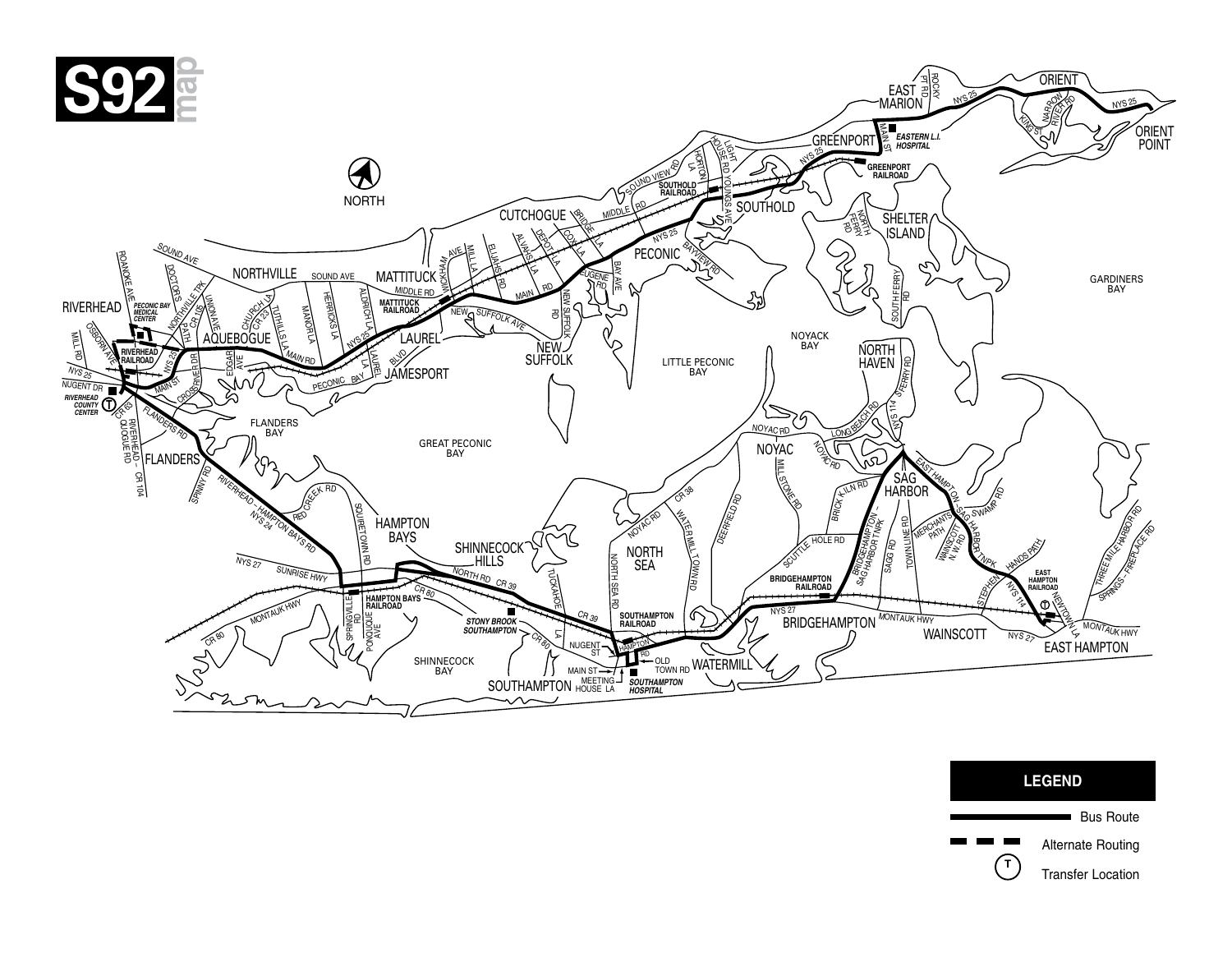# S92 map

## LEGEND

- Bus Route
- Alternate Routing
- Transfer Location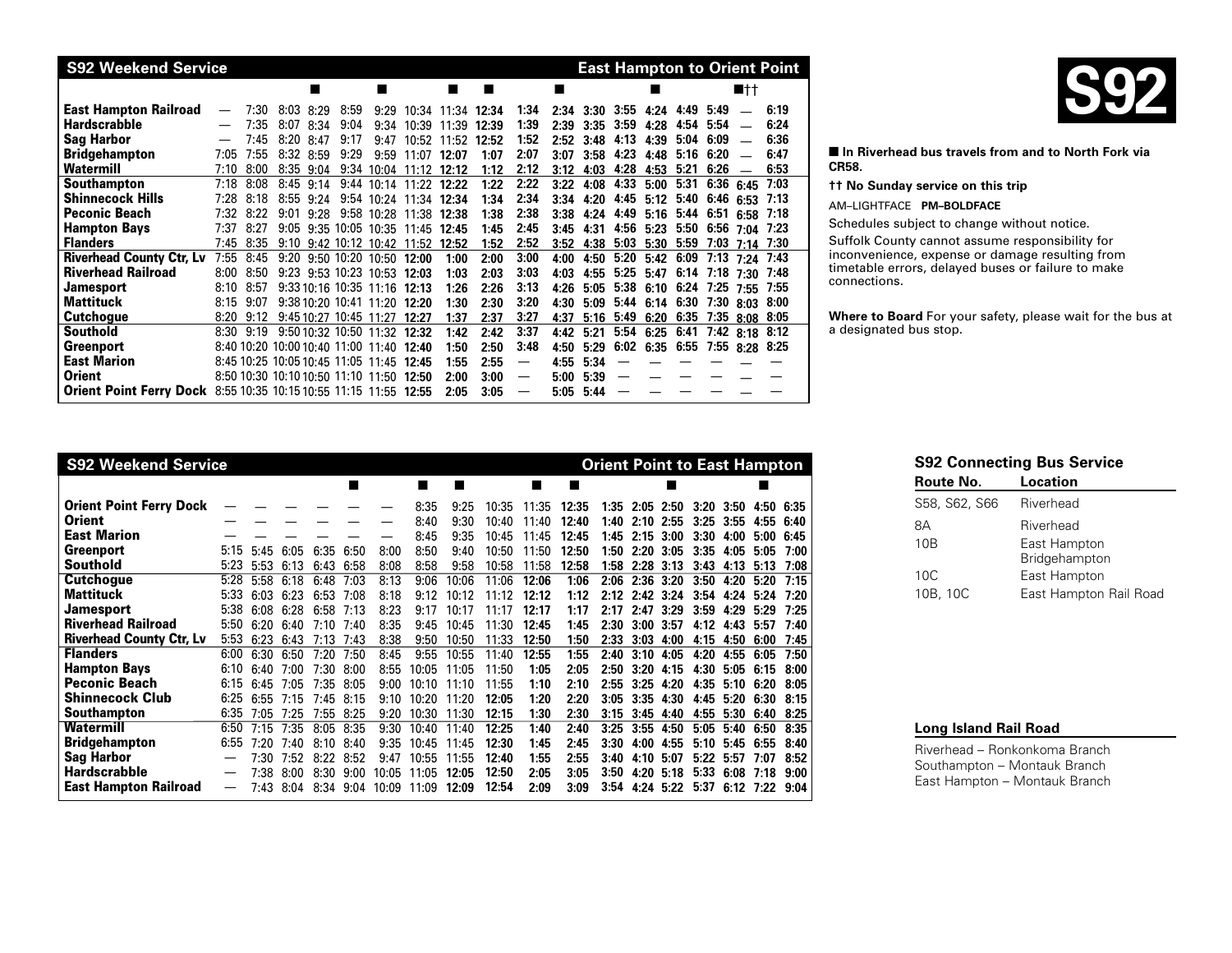# S92

## S92 Weekend Service — East Hampton to Orient Point

| | | | | ■ | | ■ | | ■ | ■ | | ■ | | | ■ | | | ■†† | |
|---|---|---|---|---|---|---|---|---|---|---|---|---|---|---|---|---|---|---|
| **East Hampton Railroad** | — | 7:30 | 8:03 | 8:29 | 8:59 | 9:29 | 10:34 | 11:34 | **12:34** | **1:34** | **2:34** | **3:30** | **3:55** | **4:24** | **4:49** | **5:49** | — | **6:19** |
| **Hardscrabble** | — | 7:35 | 8:07 | 8:34 | 9:04 | 9:34 | 10:39 | 11:39 | **12:39** | **1:39** | **2:39** | **3:35** | **3:59** | **4:28** | **4:54** | **5:54** | — | **6:24** |
| **Sag Harbor** | — | 7:45 | 8:20 | 8:47 | 9:17 | 9:47 | 10:52 | 11:52 | **12:52** | **1:52** | **2:52** | **3:48** | **4:13** | **4:39** | **5:04** | **6:09** | — | **6:36** |
| **Bridgehampton** | 7:05 | 7:55 | 8:32 | 8:59 | 9:29 | 9:59 | 11:07 | **12:07** | **1:07** | **2:07** | **3:07** | **3:58** | **4:23** | **4:48** | **5:16** | **6:20** | — | **6:47** |
| **Watermill** | 7:10 | 8:00 | 8:35 | 9:04 | 9:34 | 10:04 | 11:12 | **12:12** | **1:12** | **2:12** | **3:12** | **4:03** | **4:28** | **4:53** | **5:21** | **6:26** | — | **6:53** |
| **Southampton** | 7:18 | 8:08 | 8:45 | 9:14 | 9:44 | 10:14 | 11:22 | **12:22** | **1:22** | **2:22** | **3:22** | **4:08** | **4:33** | **5:00** | **5:31** | **6:36** | **6:45** | **7:03** |
| **Shinnecock Hills** | 7:28 | 8:18 | 8:55 | 9:24 | 9:54 | 10:24 | 11:34 | **12:34** | **1:34** | **2:34** | **3:34** | **4:20** | **4:45** | **5:12** | **5:40** | **6:46** | **6:53** | **7:13** |
| **Peconic Beach** | 7:32 | 8:22 | 9:01 | 9:28 | 9:58 | 10:28 | 11:38 | **12:38** | **1:38** | **2:38** | **3:38** | **4:24** | **4:49** | **5:16** | **5:44** | **6:51** | **6:58** | **7:18** |
| **Hampton Bays** | 7:37 | 8:27 | 9:05 | 9:35 | 10:05 | 10:35 | 11:45 | **12:45** | **1:45** | **2:45** | **3:45** | **4:31** | **4:56** | **5:23** | **5:50** | **6:56** | **7:04** | **7:23** |
| **Flanders** | 7:45 | 8:35 | 9:10 | 9:42 | 10:12 | 10:42 | 11:52 | **12:52** | **1:52** | **2:52** | **3:52** | **4:38** | **5:03** | **5:30** | **5:59** | **7:03** | **7:14** | **7:30** |
| **Riverhead County Ctr, Lv** | 7:55 | 8:45 | 9:20 | 9:50 | 10:20 | 10:50 | **12:00** | **1:00** | **2:00** | **3:00** | **4:00** | **4:50** | **5:20** | **5:42** | **6:09** | **7:13** | **7:24** | **7:43** |
| **Riverhead Railroad** | 8:00 | 8:50 | 9:23 | 9:53 | 10:23 | 10:53 | **12:03** | **1:03** | **2:03** | **3:03** | **4:03** | **4:55** | **5:25** | **5:47** | **6:14** | **7:18** | **7:30** | **7:48** |
| **Jamesport** | 8:10 | 8:57 | 9:33 | 10:16 | 10:35 | 11:16 | **12:13** | **1:26** | **2:26** | **3:13** | **4:26** | **5:05** | **5:38** | **6:10** | **6:24** | **7:25** | **7:55** | **7:55** |
| **Mattituck** | 8:15 | 9:07 | 9:38 | 10:20 | 10:41 | 11:20 | **12:20** | **1:30** | **2:30** | **3:20** | **4:30** | **5:09** | **5:44** | **6:14** | **6:30** | **7:30** | **8:03** | **8:00** |
| **Cutchogue** | 8:20 | 9:12 | 9:45 | 10:27 | 10:45 | 11:27 | **12:27** | **1:37** | **2:37** | **3:27** | **4:37** | **5:16** | **5:49** | **6:20** | **6:35** | **7:35** | **8:08** | **8:05** |
| **Southold** | 8:30 | 9:19 | 9:50 | 10:32 | 10:50 | 11:32 | **12:32** | **1:42** | **2:42** | **3:37** | **4:42** | **5:21** | **5:54** | **6:25** | **6:41** | **7:42** | **8:18** | **8:12** |
| **Greenport** | 8:40 | 10:20 | 10:00 | 10:40 | 11:00 | 11:40 | **12:40** | **1:50** | **2:50** | **3:48** | **4:50** | **5:29** | **6:02** | **6:35** | **6:55** | **7:55** | **8:28** | **8:25** |
| **East Marion** | 8:45 | 10:25 | 10:05 | 10:45 | 11:05 | 11:45 | **12:45** | **1:55** | **2:55** | — | **4:55** | **5:34** | — | — | — | — | — | — |
| **Orient** | 8:50 | 10:30 | 10:10 | 10:50 | 11:10 | 11:50 | **12:50** | **2:00** | **3:00** | — | **5:00** | **5:39** | — | — | — | — | — | — |
| **Orient Point Ferry Dock** | 8:55 | 10:35 | 10:15 | 10:55 | 11:15 | 11:55 | **12:55** | **2:05** | **3:05** | — | **5:05** | **5:44** | — | — | — | — | — | — |

■ **In Riverhead bus travels from and to North Fork via CR58.**

†† **No Sunday service on this trip**

AM–LIGHTFACE **PM–BOLDFACE**

Schedules subject to change without notice.

Suffolk County cannot assume responsibility for inconvenience, expense or damage resulting from timetable errors, delayed buses or failure to make connections.

**Where to Board** For your safety, please wait for the bus at a designated bus stop.

## S92 Weekend Service — Orient Point to East Hampton

| | | | | | ■ | | ■ | ■ | | ■ | ■ | | | ■ | | | ■ | |
|---|---|---|---|---|---|---|---|---|---|---|---|---|---|---|---|---|---|---|
| **Orient Point Ferry Dock** | — | — | — | — | — | — | 8:35 | 9:25 | 10:35 | 11:35 | **12:35** | **1:35** | **2:05** | **2:50** | **3:20** | **3:50** | **4:50** | **6:35** |
| **Orient** | — | — | — | — | — | — | 8:40 | 9:30 | 10:40 | 11:40 | **12:40** | **1:40** | **2:10** | **2:55** | **3:25** | **3:55** | **4:55** | **6:40** |
| **East Marion** | — | — | — | — | — | — | 8:45 | 9:35 | 10:45 | 11:45 | **12:45** | **1:45** | **2:15** | **3:00** | **3:30** | **4:00** | **5:00** | **6:45** |
| **Greenport** | 5:15 | 5:45 | 6:05 | 6:35 | 6:50 | 8:00 | 8:50 | 9:40 | 10:50 | 11:50 | **12:50** | **1:50** | **2:20** | **3:05** | **3:35** | **4:05** | **5:05** | **7:00** |
| **Southold** | 5:23 | 5:53 | 6:13 | 6:43 | 6:58 | 8:08 | 8:58 | 9:58 | 10:58 | 11:58 | **12:58** | **1:58** | **2:28** | **3:13** | **3:43** | **4:13** | **5:13** | **7:08** |
| **Cutchogue** | 5:28 | 5:58 | 6:18 | 6:48 | 7:03 | 8:13 | 9:06 | 10:06 | 11:06 | **12:06** | **1:06** | **2:06** | **2:36** | **3:20** | **3:50** | **4:20** | **5:20** | **7:15** |
| **Mattituck** | 5:33 | 6:03 | 6:23 | 6:53 | 7:08 | 8:18 | 9:12 | 10:12 | 11:12 | **12:12** | **1:12** | **2:12** | **2:42** | **3:24** | **3:54** | **4:24** | **5:24** | **7:20** |
| **Jamesport** | 5:38 | 6:08 | 6:28 | 6:58 | 7:13 | 8:23 | 9:17 | 10:17 | 11:17 | **12:17** | **1:17** | **2:17** | **2:47** | **3:29** | **3:59** | **4:29** | **5:29** | **7:25** |
| **Riverhead Railroad** | 5:50 | 6:20 | 6:40 | 7:10 | 7:40 | 8:35 | 9:45 | 10:45 | 11:30 | **12:45** | **1:45** | **2:30** | **3:00** | **3:57** | **4:12** | **4:43** | **5:57** | **7:40** |
| **Riverhead County Ctr, Lv** | 5:53 | 6:23 | 6:43 | 7:13 | 7:43 | 8:38 | 9:50 | 10:50 | 11:33 | **12:50** | **1:50** | **2:33** | **3:03** | **4:00** | **4:15** | **4:50** | **6:00** | **7:45** |
| **Flanders** | 6:00 | 6:30 | 6:50 | 7:20 | 7:50 | 8:45 | 9:55 | 10:55 | 11:40 | **12:55** | **1:55** | **2:40** | **3:10** | **4:05** | **4:20** | **4:55** | **6:05** | **7:50** |
| **Hampton Bays** | 6:10 | 6:40 | 7:00 | 7:30 | 8:00 | 8:55 | 10:05 | 11:05 | 11:50 | **1:05** | **2:05** | **2:50** | **3:20** | **4:15** | **4:30** | **5:05** | **6:15** | **8:00** |
| **Peconic Beach** | 6:15 | 6:45 | 7:05 | 7:35 | 8:05 | 9:00 | 10:10 | 11:10 | 11:55 | **1:10** | **2:10** | **2:55** | **3:25** | **4:20** | **4:35** | **5:10** | **6:20** | **8:05** |
| **Shinnecock Club** | 6:25 | 6:55 | 7:15 | 7:45 | 8:15 | 9:10 | 10:20 | 11:20 | **12:05** | **1:20** | **2:20** | **3:05** | **3:35** | **4:30** | **4:45** | **5:20** | **6:30** | **8:15** |
| **Southampton** | 6:35 | 7:05 | 7:25 | 7:55 | 8:25 | 9:20 | 10:30 | 11:30 | **12:15** | **1:30** | **2:30** | **3:15** | **3:45** | **4:40** | **4:55** | **5:30** | **6:40** | **8:25** |
| **Watermill** | 6:50 | 7:15 | 7:35 | 8:05 | 8:35 | 9:30 | 10:40 | 11:40 | **12:25** | **1:40** | **2:40** | **3:25** | **3:55** | **4:50** | **5:05** | **5:40** | **6:50** | **8:35** |
| **Bridgehampton** | 6:55 | 7:20 | 7:40 | 8:10 | 8:40 | 9:35 | 10:45 | 11:45 | **12:30** | **1:45** | **2:45** | **3:30** | **4:00** | **4:55** | **5:10** | **5:45** | **6:55** | **8:40** |
| **Sag Harbor** | — | 7:30 | 7:52 | 8:22 | 8:52 | 9:47 | 10:55 | 11:55 | **12:40** | **1:55** | **2:55** | **3:40** | **4:10** | **5:07** | **5:22** | **5:57** | **7:07** | **8:52** |
| **Hardscrabble** | — | 7:38 | 8:00 | 8:30 | 9:00 | 10:05 | 11:05 | **12:05** | **12:50** | **2:05** | **3:05** | **3:50** | **4:20** | **5:18** | **5:33** | **6:08** | **7:18** | **9:00** |
| **East Hampton Railroad** | — | 7:43 | 8:04 | 8:34 | 9:04 | 10:09 | 11:09 | **12:09** | **12:54** | **2:09** | **3:09** | **3:54** | **4:24** | **5:22** | **5:37** | **6:12** | **7:22** | **9:04** |

### S92 Connecting Bus Service

| Route No. | Location |
|---|---|
| S58, S62, S66 | Riverhead |
| 8A | Riverhead |
| 10B | East Hampton<br>Bridgehampton |
| 10C | East Hampton |
| 10B, 10C | East Hampton Rail Road |

### Long Island Rail Road

Riverhead – Ronkonkoma Branch
Southampton – Montauk Branch
East Hampton – Montauk Branch